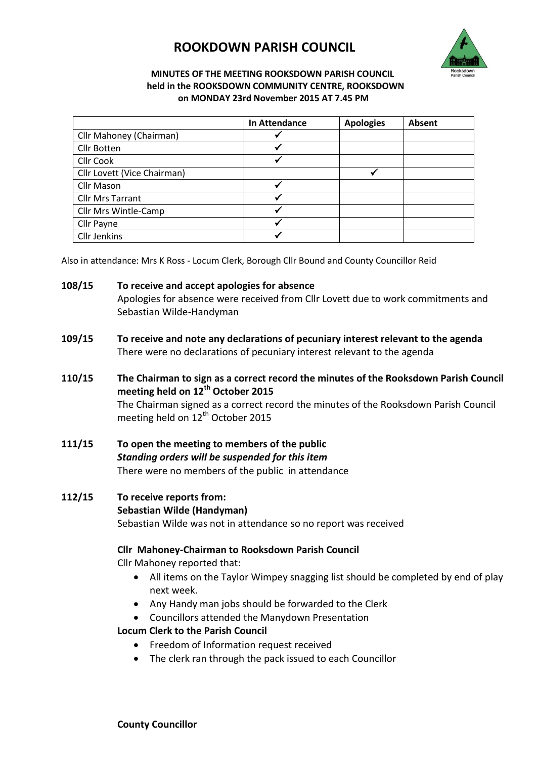# ROOKDOWN PARISH COUNCIL

**MINUTES OF THE MEETING ROOKSDOWN PARISH COUNCIL held in the ROOKSDOWN COMMUNITY CENTRE, ROOKSDOWN on MONDAY 23rd November 2015 AT 7.45 PM**

| | In Attendance | Apologies | Absent |
|---|---|---|---|
| Cllr Mahoney (Chairman) | ✓ | | |
| Cllr Botten | ✓ | | |
| Cllr Cook | ✓ | | |
| Cllr Lovett (Vice Chairman) | | ✓ | |
| Cllr Mason | ✓ | | |
| Cllr Mrs Tarrant | ✓ | | |
| Cllr Mrs Wintle-Camp | ✓ | | |
| Cllr Payne | ✓ | | |
| Cllr Jenkins | ✓ | | |

Also in attendance: Mrs K Ross - Locum Clerk, Borough Cllr Bound and County Councillor Reid

**108/15 To receive and accept apologies for absence**

Apologies for absence were received from Cllr Lovett due to work commitments and Sebastian Wilde-Handyman

**109/15 To receive and note any declarations of pecuniary interest relevant to the agenda**

There were no declarations of pecuniary interest relevant to the agenda

**110/15 The Chairman to sign as a correct record the minutes of the Rooksdown Parish Council meeting held on 12th October 2015**

The Chairman signed as a correct record the minutes of the Rooksdown Parish Council meeting held on 12th October 2015

**111/15 To open the meeting to members of the public**

***Standing orders will be suspended for this item***

There were no members of the public in attendance

**112/15 To receive reports from:**

**Sebastian Wilde (Handyman)**

Sebastian Wilde was not in attendance so no report was received

**Cllr Mahoney-Chairman to Rooksdown Parish Council**

Cllr Mahoney reported that:

- All items on the Taylor Wimpey snagging list should be completed by end of play next week.
- Any Handy man jobs should be forwarded to the Clerk
- Councillors attended the Manydown Presentation

**Locum Clerk to the Parish Council**

- Freedom of Information request received
- The clerk ran through the pack issued to each Councillor

**County Councillor**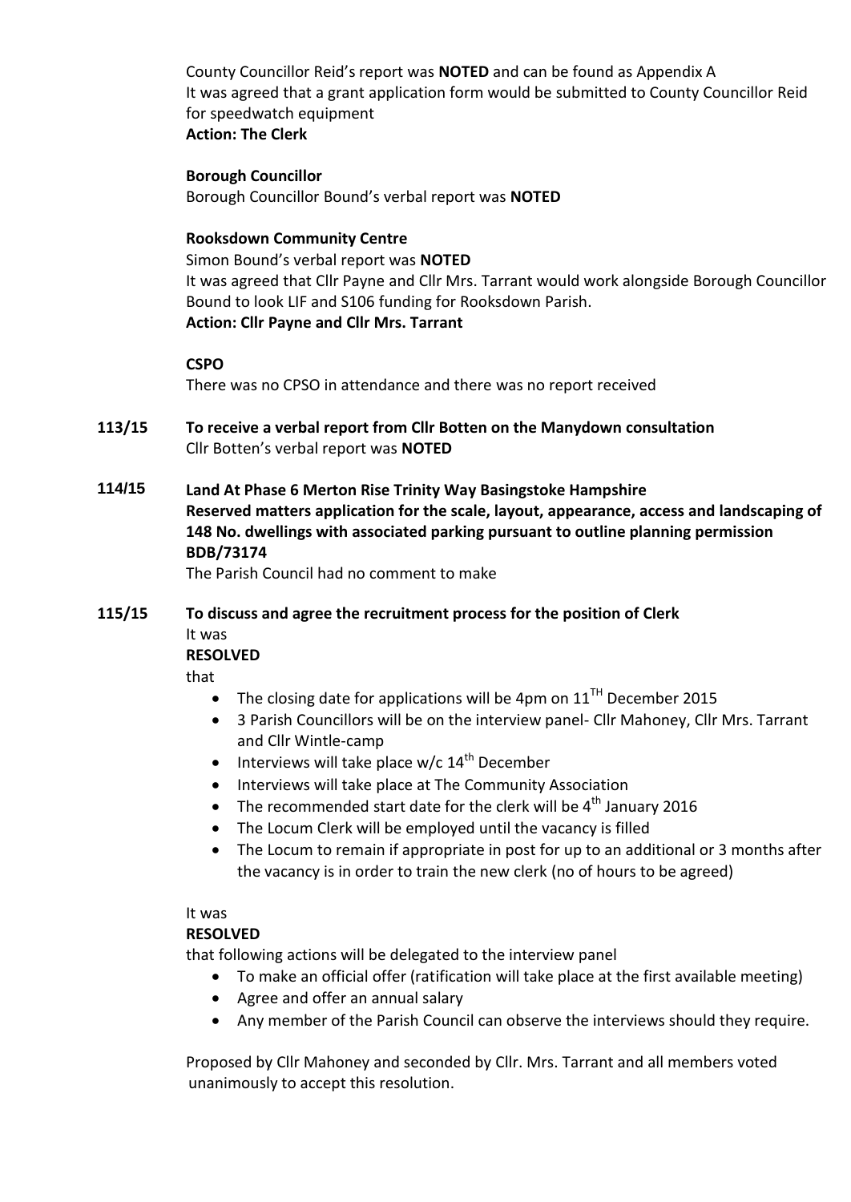County Councillor Reid's report was **NOTED** and can be found as Appendix A
It was agreed that a grant application form would be submitted to County Councillor Reid for speedwatch equipment
**Action: The Clerk**

**Borough Councillor**
Borough Councillor Bound's verbal report was **NOTED**

**Rooksdown Community Centre**
Simon Bound's verbal report was **NOTED**
It was agreed that Cllr Payne and Cllr Mrs. Tarrant would work alongside Borough Councillor Bound to look LIF and S106 funding for Rooksdown Parish.
**Action: Cllr Payne and Cllr Mrs. Tarrant**

**CSPO**
There was no CPSO in attendance and there was no report received

**113/15 To receive a verbal report from Cllr Botten on the Manydown consultation**
Cllr Botten's verbal report was **NOTED**

**114/15 Land At Phase 6 Merton Rise Trinity Way Basingstoke Hampshire**
**Reserved matters application for the scale, layout, appearance, access and landscaping of 148 No. dwellings with associated parking pursuant to outline planning permission BDB/73174**
The Parish Council had no comment to make

**115/15 To discuss and agree the recruitment process for the position of Clerk**
It was
**RESOLVED**
that

- The closing date for applications will be 4pm on 11TH December 2015
- 3 Parish Councillors will be on the interview panel- Cllr Mahoney, Cllr Mrs. Tarrant and Cllr Wintle-camp
- Interviews will take place w/c 14th December
- Interviews will take place at The Community Association
- The recommended start date for the clerk will be 4th January 2016
- The Locum Clerk will be employed until the vacancy is filled
- The Locum to remain if appropriate in post for up to an additional or 3 months after the vacancy is in order to train the new clerk (no of hours to be agreed)

It was
**RESOLVED**
that following actions will be delegated to the interview panel

- To make an official offer (ratification will take place at the first available meeting)
- Agree and offer an annual salary
- Any member of the Parish Council can observe the interviews should they require.

Proposed by Cllr Mahoney and seconded by Cllr. Mrs. Tarrant and all members voted unanimously to accept this resolution.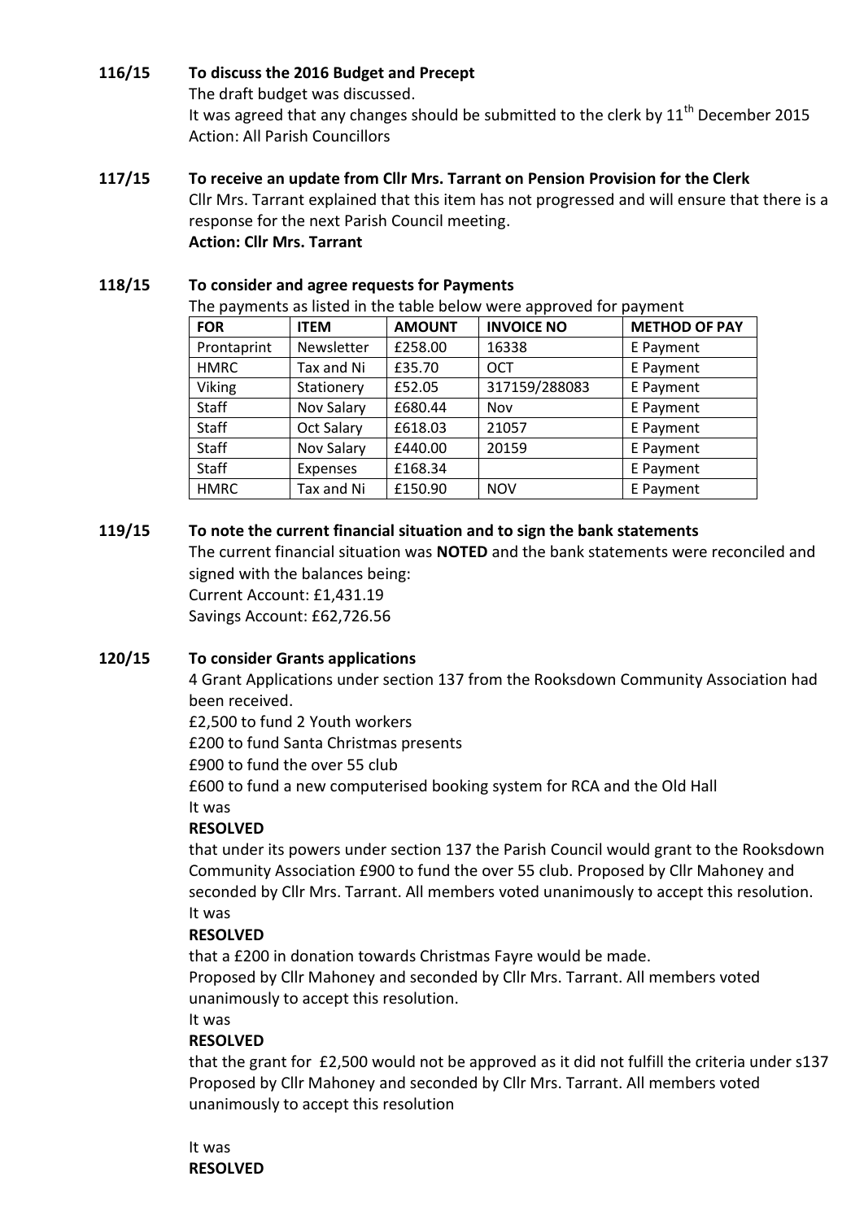**116/15 To discuss the 2016 Budget and Precept**

The draft budget was discussed.

It was agreed that any changes should be submitted to the clerk by 11th December 2015

Action: All Parish Councillors

**117/15 To receive an update from Cllr Mrs. Tarrant on Pension Provision for the Clerk**

Cllr Mrs. Tarrant explained that this item has not progressed and will ensure that there is a response for the next Parish Council meeting.

**Action: Cllr Mrs. Tarrant**

**118/15 To consider and agree requests for Payments**

The payments as listed in the table below were approved for payment

| FOR | ITEM | AMOUNT | INVOICE NO | METHOD OF PAY |
|---|---|---|---|---|
| Prontaprint | Newsletter | £258.00 | 16338 | E Payment |
| HMRC | Tax and Ni | £35.70 | OCT | E Payment |
| Viking | Stationery | £52.05 | 317159/288083 | E Payment |
| Staff | Nov Salary | £680.44 | Nov | E Payment |
| Staff | Oct Salary | £618.03 | 21057 | E Payment |
| Staff | Nov Salary | £440.00 | 20159 | E Payment |
| Staff | Expenses | £168.34 | | E Payment |
| HMRC | Tax and Ni | £150.90 | NOV | E Payment |

**119/15 To note the current financial situation and to sign the bank statements**

The current financial situation was **NOTED** and the bank statements were reconciled and signed with the balances being:

Current Account: £1,431.19

Savings Account: £62,726.56

**120/15 To consider Grants applications**

4 Grant Applications under section 137 from the Rooksdown Community Association had been received.

£2,500 to fund 2 Youth workers

£200 to fund Santa Christmas presents

£900 to fund the over 55 club

£600 to fund a new computerised booking system for RCA and the Old Hall

It was

**RESOLVED**

that under its powers under section 137 the Parish Council would grant to the Rooksdown Community Association £900 to fund the over 55 club. Proposed by Cllr Mahoney and seconded by Cllr Mrs. Tarrant. All members voted unanimously to accept this resolution.

It was

**RESOLVED**

that a £200 in donation towards Christmas Fayre would be made.

Proposed by Cllr Mahoney and seconded by Cllr Mrs. Tarrant. All members voted unanimously to accept this resolution.

It was

**RESOLVED**

that the grant for £2,500 would not be approved as it did not fulfill the criteria under s137

Proposed by Cllr Mahoney and seconded by Cllr Mrs. Tarrant. All members voted unanimously to accept this resolution

It was

**RESOLVED**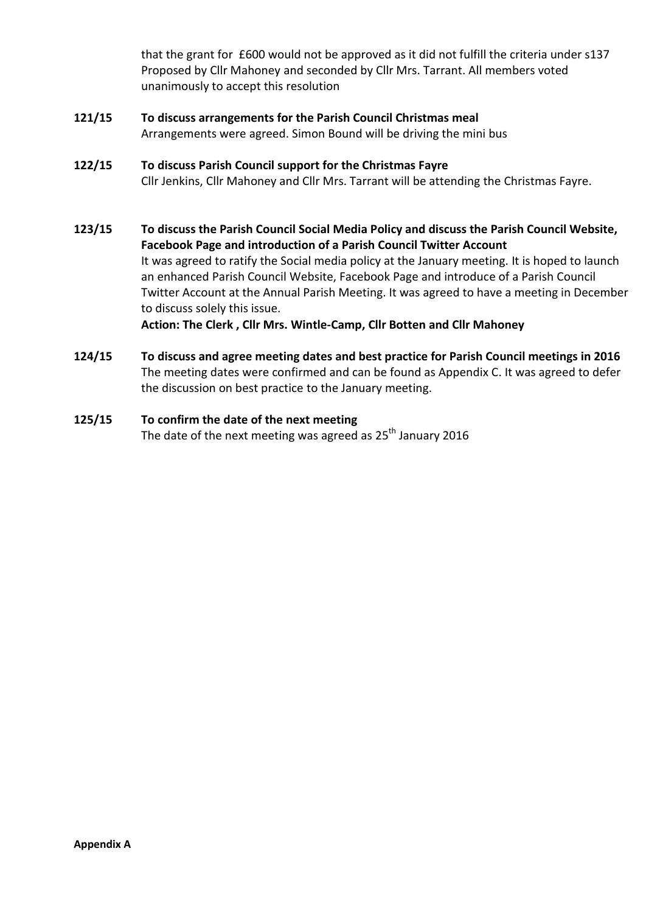that the grant for £600 would not be approved as it did not fulfill the criteria under s137 Proposed by Cllr Mahoney and seconded by Cllr Mrs. Tarrant. All members voted unanimously to accept this resolution

**121/15 To discuss arrangements for the Parish Council Christmas meal**

Arrangements were agreed. Simon Bound will be driving the mini bus

**122/15 To discuss Parish Council support for the Christmas Fayre**

Cllr Jenkins, Cllr Mahoney and Cllr Mrs. Tarrant will be attending the Christmas Fayre.

**123/15 To discuss the Parish Council Social Media Policy and discuss the Parish Council Website, Facebook Page and introduction of a Parish Council Twitter Account**

It was agreed to ratify the Social media policy at the January meeting. It is hoped to launch an enhanced Parish Council Website, Facebook Page and introduce of a Parish Council Twitter Account at the Annual Parish Meeting. It was agreed to have a meeting in December to discuss solely this issue.

**Action: The Clerk , Cllr Mrs. Wintle-Camp, Cllr Botten and Cllr Mahoney**

**124/15 To discuss and agree meeting dates and best practice for Parish Council meetings in 2016**

The meeting dates were confirmed and can be found as Appendix C. It was agreed to defer the discussion on best practice to the January meeting.

**125/15 To confirm the date of the next meeting**

The date of the next meeting was agreed as 25th January 2016

**Appendix A**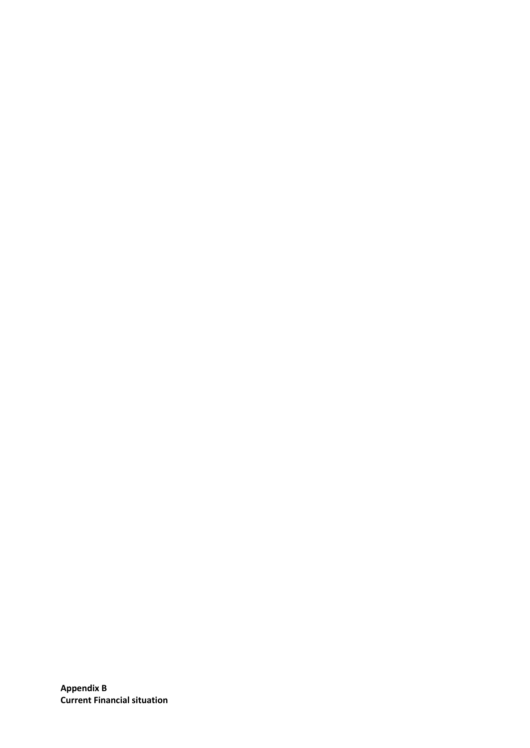**Appendix B**
**Current Financial situation**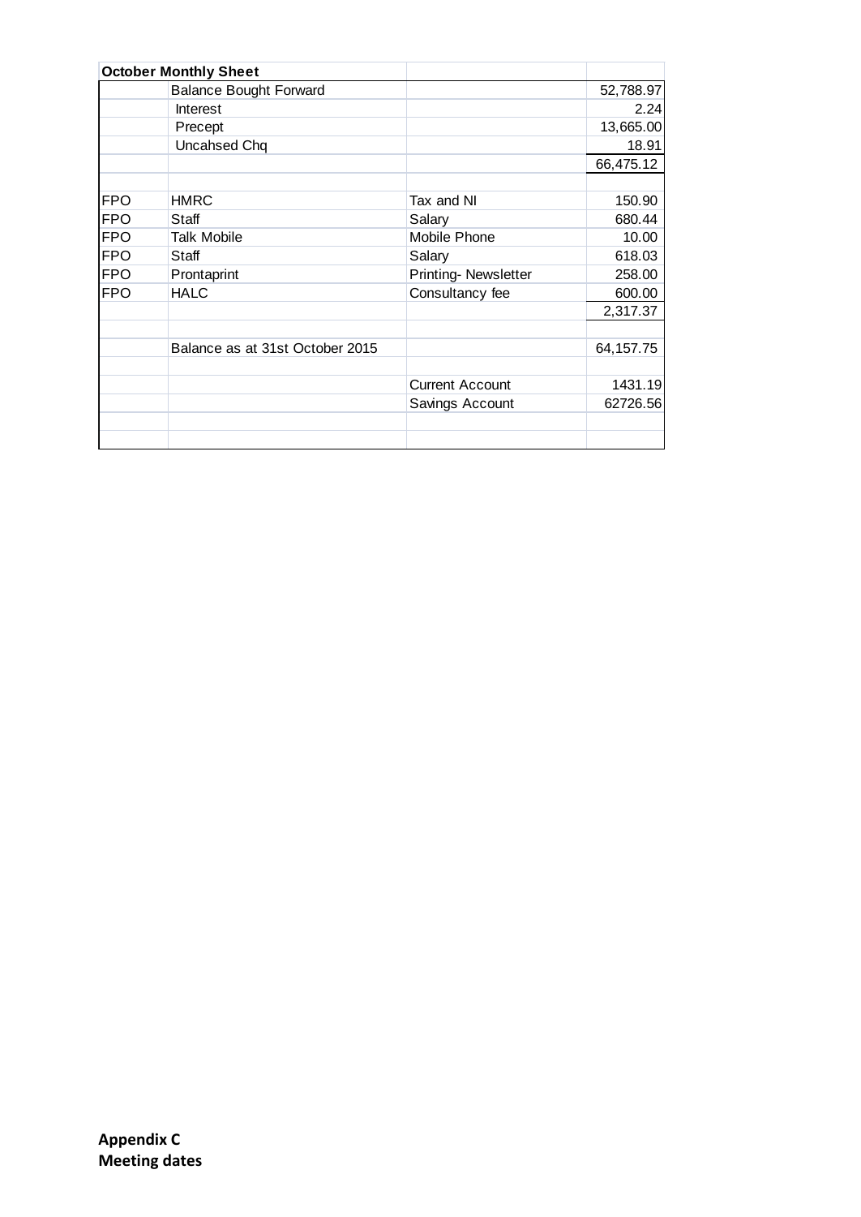| October Monthly Sheet | | | |
|---|---|---|---|
| | Balance Bought Forward | | 52,788.97 |
| | Interest | | 2.24 |
| | Precept | | 13,665.00 |
| | Uncahsed Chq | | 18.91 |
| | | | 66,475.12 |
| | | | |
| FPO | HMRC | Tax and NI | 150.90 |
| FPO | Staff | Salary | 680.44 |
| FPO | Talk Mobile | Mobile Phone | 10.00 |
| FPO | Staff | Salary | 618.03 |
| FPO | Prontaprint | Printing- Newsletter | 258.00 |
| FPO | HALC | Consultancy fee | 600.00 |
| | | | 2,317.37 |
| | | | |
| | Balance as at 31st October 2015 | | 64,157.75 |
| | | | |
| | | Current Account | 1431.19 |
| | | Savings Account | 62726.56 |

**Appendix C**
**Meeting dates**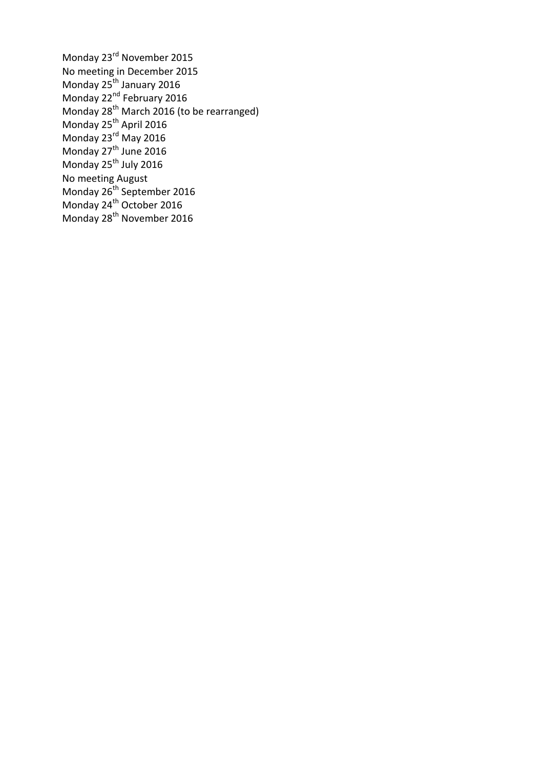Monday 23rd November 2015  
No meeting in December 2015  
Monday 25th January 2016  
Monday 22nd February 2016  
Monday 28th March 2016 (to be rearranged)  
Monday 25th April 2016  
Monday 23rd May 2016  
Monday 27th June 2016  
Monday 25th July 2016  
No meeting August  
Monday 26th September 2016  
Monday 24th October 2016  
Monday 28th November 2016